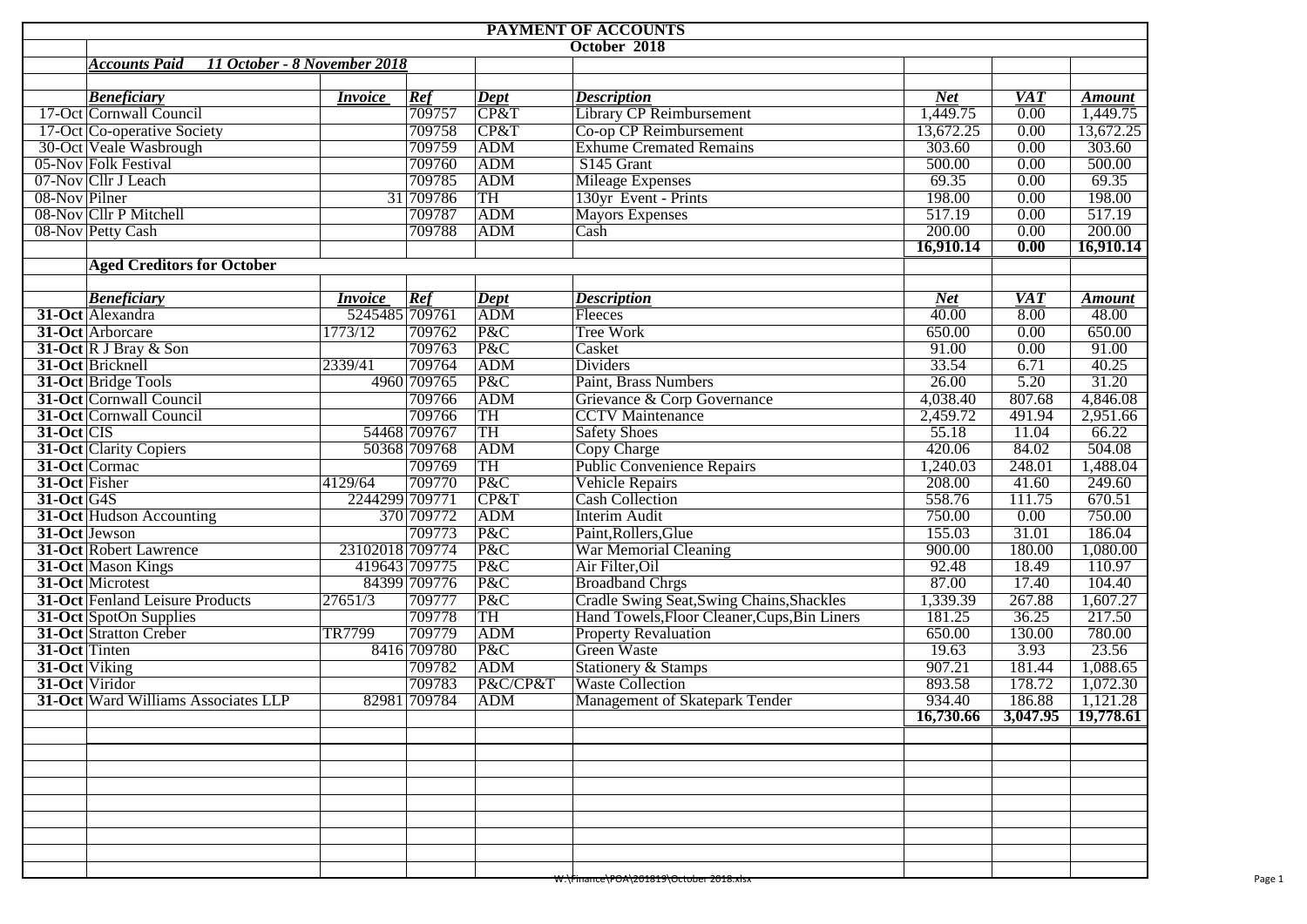# PAYMENT OF ACCOUNTS

## October 2018

### *Accounts Paid 11 October - 8 November 2018*

| | *Beneficiary* | *Invoice* | *Ref* | *Dept* | *Description* | *Net* | *VAT* | *Amount* |
|---|---|---|---|---|---|---|---|---|
| 17-Oct | Cornwall Council | | 709757 | CP&T | Library CP Reimbursement | 1,449.75 | 0.00 | 1,449.75 |
| 17-Oct | Co-operative Society | | 709758 | CP&T | Co-op CP Reimbursement | 13,672.25 | 0.00 | 13,672.25 |
| 30-Oct | Veale Wasbrough | | 709759 | ADM | Exhume Cremated Remains | 303.60 | 0.00 | 303.60 |
| 05-Nov | Folk Festival | | 709760 | ADM | S145 Grant | 500.00 | 0.00 | 500.00 |
| 07-Nov | Cllr J Leach | | 709785 | ADM | Mileage Expenses | 69.35 | 0.00 | 69.35 |
| 08-Nov | Pilner | 31 | 709786 | TH | 130yr Event - Prints | 198.00 | 0.00 | 198.00 |
| 08-Nov | Cllr P Mitchell | | 709787 | ADM | Mayors Expenses | 517.19 | 0.00 | 517.19 |
| 08-Nov | Petty Cash | | 709788 | ADM | Cash | 200.00 | 0.00 | 200.00 |
| | | | | | | **16,910.14** | **0.00** | **16,910.14** |

### Aged Creditors for October

| | *Beneficiary* | *Invoice* | *Ref* | *Dept* | *Description* | *Net* | *VAT* | *Amount* |
|---|---|---|---|---|---|---|---|---|
| **31-Oct** | Alexandra | 5245485 | 709761 | ADM | Fleeces | 40.00 | 8.00 | 48.00 |
| **31-Oct** | Arborcare | 1773/12 | 709762 | P&C | Tree Work | 650.00 | 0.00 | 650.00 |
| **31-Oct** | R J Bray & Son | | 709763 | P&C | Casket | 91.00 | 0.00 | 91.00 |
| **31-Oct** | Bricknell | 2339/41 | 709764 | ADM | Dividers | 33.54 | 6.71 | 40.25 |
| **31-Oct** | Bridge Tools | 4960 | 709765 | P&C | Paint, Brass Numbers | 26.00 | 5.20 | 31.20 |
| **31-Oct** | Cornwall Council | | 709766 | ADM | Grievance & Corp Governance | 4,038.40 | 807.68 | 4,846.08 |
| **31-Oct** | Cornwall Council | | 709766 | TH | CCTV Maintenance | 2,459.72 | 491.94 | 2,951.66 |
| **31-Oct** | CIS | 54468 | 709767 | TH | Safety Shoes | 55.18 | 11.04 | 66.22 |
| **31-Oct** | Clarity Copiers | 50368 | 709768 | ADM | Copy Charge | 420.06 | 84.02 | 504.08 |
| **31-Oct** | Cormac | | 709769 | TH | Public Convenience Repairs | 1,240.03 | 248.01 | 1,488.04 |
| **31-Oct** | Fisher | 4129/64 | 709770 | P&C | Vehicle Repairs | 208.00 | 41.60 | 249.60 |
| **31-Oct** | G4S | 2244299 | 709771 | CP&T | Cash Collection | 558.76 | 111.75 | 670.51 |
| **31-Oct** | Hudson Accounting | 370 | 709772 | ADM | Interim Audit | 750.00 | 0.00 | 750.00 |
| **31-Oct** | Jewson | | 709773 | P&C | Paint,Rollers,Glue | 155.03 | 31.01 | 186.04 |
| **31-Oct** | Robert Lawrence | 23102018 | 709774 | P&C | War Memorial Cleaning | 900.00 | 180.00 | 1,080.00 |
| **31-Oct** | Mason Kings | 419643 | 709775 | P&C | Air Filter,Oil | 92.48 | 18.49 | 110.97 |
| **31-Oct** | Microtest | 84399 | 709776 | P&C | Broadband Chrgs | 87.00 | 17.40 | 104.40 |
| **31-Oct** | Fenland Leisure Products | 27651/3 | 709777 | P&C | Cradle Swing Seat,Swing Chains,Shackles | 1,339.39 | 267.88 | 1,607.27 |
| **31-Oct** | SpotOn Supplies | | 709778 | TH | Hand Towels,Floor Cleaner,Cups,Bin Liners | 181.25 | 36.25 | 217.50 |
| **31-Oct** | Stratton Creber | TR7799 | 709779 | ADM | Property Revaluation | 650.00 | 130.00 | 780.00 |
| **31-Oct** | Tinten | 8416 | 709780 | P&C | Green Waste | 19.63 | 3.93 | 23.56 |
| **31-Oct** | Viking | | 709782 | ADM | Stationery & Stamps | 907.21 | 181.44 | 1,088.65 |
| **31-Oct** | Viridor | | 709783 | P&C/CP&T | Waste Collection | 893.58 | 178.72 | 1,072.30 |
| **31-Oct** | Ward Williams Associates LLP | 82981 | 709784 | ADM | Management of Skatepark Tender | 934.40 | 186.88 | 1,121.28 |
| | | | | | | **16,730.66** | **3,047.95** | **19,778.61** |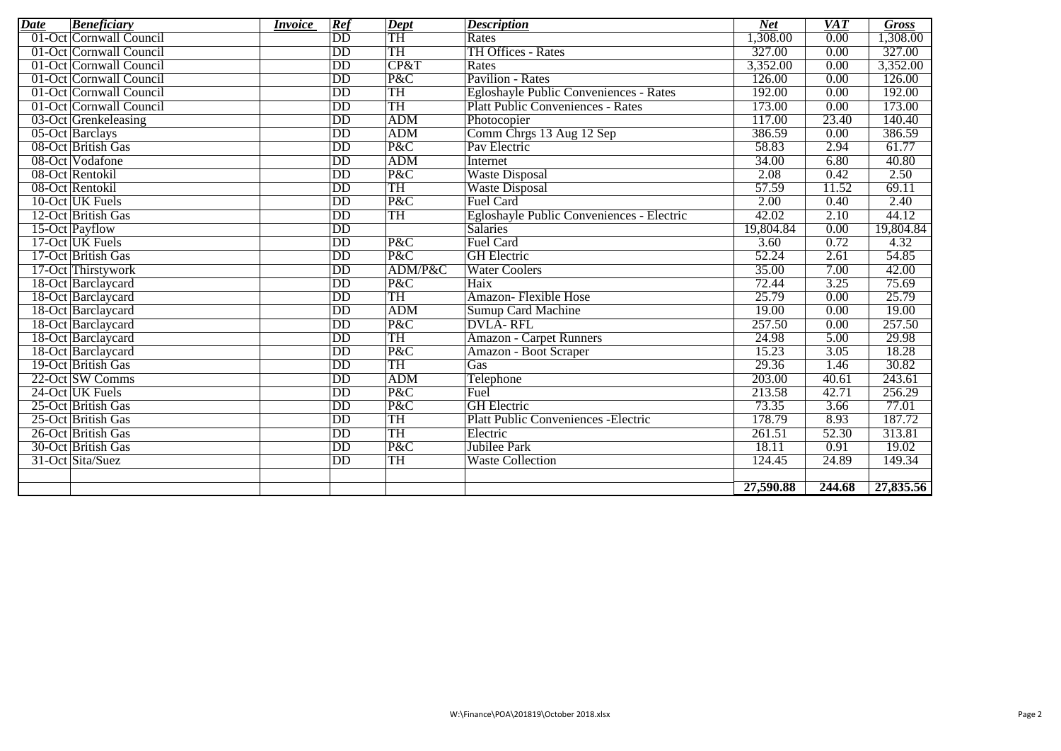| Date | Beneficiary | Invoice | Ref | Dept | Description | Net | VAT | Gross |
| --- | --- | --- | --- | --- | --- | --- | --- | --- |
| 01-Oct | Cornwall Council | | DD | TH | Rates | 1,308.00 | 0.00 | 1,308.00 |
| 01-Oct | Cornwall Council | | DD | TH | TH Offices - Rates | 327.00 | 0.00 | 327.00 |
| 01-Oct | Cornwall Council | | DD | CP&T | Rates | 3,352.00 | 0.00 | 3,352.00 |
| 01-Oct | Cornwall Council | | DD | P&C | Pavilion - Rates | 126.00 | 0.00 | 126.00 |
| 01-Oct | Cornwall Council | | DD | TH | Egloshayle Public Conveniences - Rates | 192.00 | 0.00 | 192.00 |
| 01-Oct | Cornwall Council | | DD | TH | Platt Public Conveniences - Rates | 173.00 | 0.00 | 173.00 |
| 03-Oct | Grenkeleasing | | DD | ADM | Photocopier | 117.00 | 23.40 | 140.40 |
| 05-Oct | Barclays | | DD | ADM | Comm Chrgs 13 Aug 12 Sep | 386.59 | 0.00 | 386.59 |
| 08-Oct | British Gas | | DD | P&C | Pav Electric | 58.83 | 2.94 | 61.77 |
| 08-Oct | Vodafone | | DD | ADM | Internet | 34.00 | 6.80 | 40.80 |
| 08-Oct | Rentokil | | DD | P&C | Waste Disposal | 2.08 | 0.42 | 2.50 |
| 08-Oct | Rentokil | | DD | TH | Waste Disposal | 57.59 | 11.52 | 69.11 |
| 10-Oct | UK Fuels | | DD | P&C | Fuel Card | 2.00 | 0.40 | 2.40 |
| 12-Oct | British Gas | | DD | TH | Egloshayle Public Conveniences - Electric | 42.02 | 2.10 | 44.12 |
| 15-Oct | Payflow | | DD | | Salaries | 19,804.84 | 0.00 | 19,804.84 |
| 17-Oct | UK Fuels | | DD | P&C | Fuel Card | 3.60 | 0.72 | 4.32 |
| 17-Oct | British Gas | | DD | P&C | GH Electric | 52.24 | 2.61 | 54.85 |
| 17-Oct | Thirstywork | | DD | ADM/P&C | Water Coolers | 35.00 | 7.00 | 42.00 |
| 18-Oct | Barclaycard | | DD | P&C | Haix | 72.44 | 3.25 | 75.69 |
| 18-Oct | Barclaycard | | DD | TH | Amazon- Flexible Hose | 25.79 | 0.00 | 25.79 |
| 18-Oct | Barclaycard | | DD | ADM | Sumup Card Machine | 19.00 | 0.00 | 19.00 |
| 18-Oct | Barclaycard | | DD | P&C | DVLA- RFL | 257.50 | 0.00 | 257.50 |
| 18-Oct | Barclaycard | | DD | TH | Amazon - Carpet Runners | 24.98 | 5.00 | 29.98 |
| 18-Oct | Barclaycard | | DD | P&C | Amazon - Boot Scraper | 15.23 | 3.05 | 18.28 |
| 19-Oct | British Gas | | DD | TH | Gas | 29.36 | 1.46 | 30.82 |
| 22-Oct | SW Comms | | DD | ADM | Telephone | 203.00 | 40.61 | 243.61 |
| 24-Oct | UK Fuels | | DD | P&C | Fuel | 213.58 | 42.71 | 256.29 |
| 25-Oct | British Gas | | DD | P&C | GH Electric | 73.35 | 3.66 | 77.01 |
| 25-Oct | British Gas | | DD | TH | Platt Public Conveniences -Electric | 178.79 | 8.93 | 187.72 |
| 26-Oct | British Gas | | DD | TH | Electric | 261.51 | 52.30 | 313.81 |
| 30-Oct | British Gas | | DD | P&C | Jubilee Park | 18.11 | 0.91 | 19.02 |
| 31-Oct | Sita/Suez | | DD | TH | Waste Collection | 124.45 | 24.89 | 149.34 |
| | | | | | | | | |
| | | | | | | **27,590.88** | **244.68** | **27,835.56** |